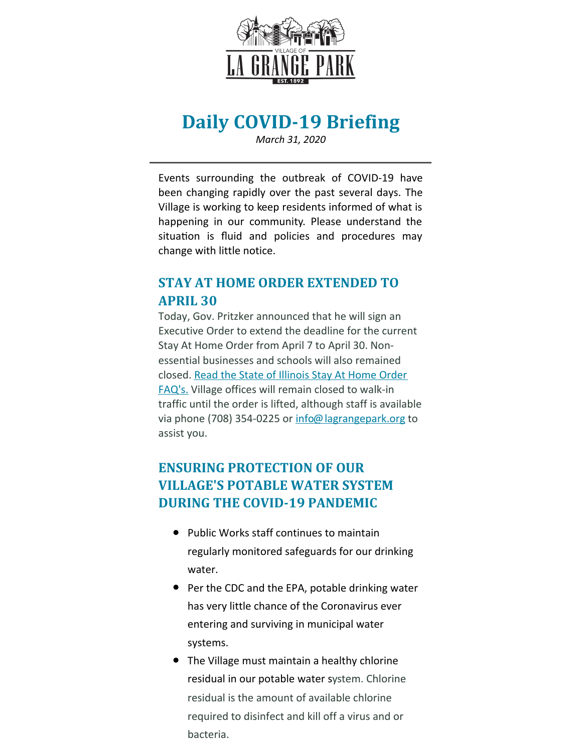VILLAGE OF

LA GRANGE PARK

EST. 1892

# Daily COVID-19 Briefing

*March 31, 2020*

---

Events surrounding the outbreak of COVID-19 have been changing rapidly over the past several days. The Village is working to keep residents informed of what is happening in our community. Please understand the situation is fluid and policies and procedures may change with little notice.

## STAY AT HOME ORDER EXTENDED TO APRIL 30

Today, Gov. Pritzker announced that he will sign an Executive Order to extend the deadline for the current Stay At Home Order from April 7 to April 30. Non-essential businesses and schools will also remained closed. Read the State of Illinois Stay At Home Order FAQ's. Village offices will remain closed to walk-in traffic until the order is lifted, although staff is available via phone (708) 354-0225 or info@lagrangepark.org to assist you.

## ENSURING PROTECTION OF OUR VILLAGE'S POTABLE WATER SYSTEM DURING THE COVID-19 PANDEMIC

- Public Works staff continues to maintain regularly monitored safeguards for our drinking water.
- Per the CDC and the EPA, potable drinking water has very little chance of the Coronavirus ever entering and surviving in municipal water systems.
- The Village must maintain a healthy chlorine residual in our potable water system. Chlorine residual is the amount of available chlorine required to disinfect and kill off a virus and or bacteria.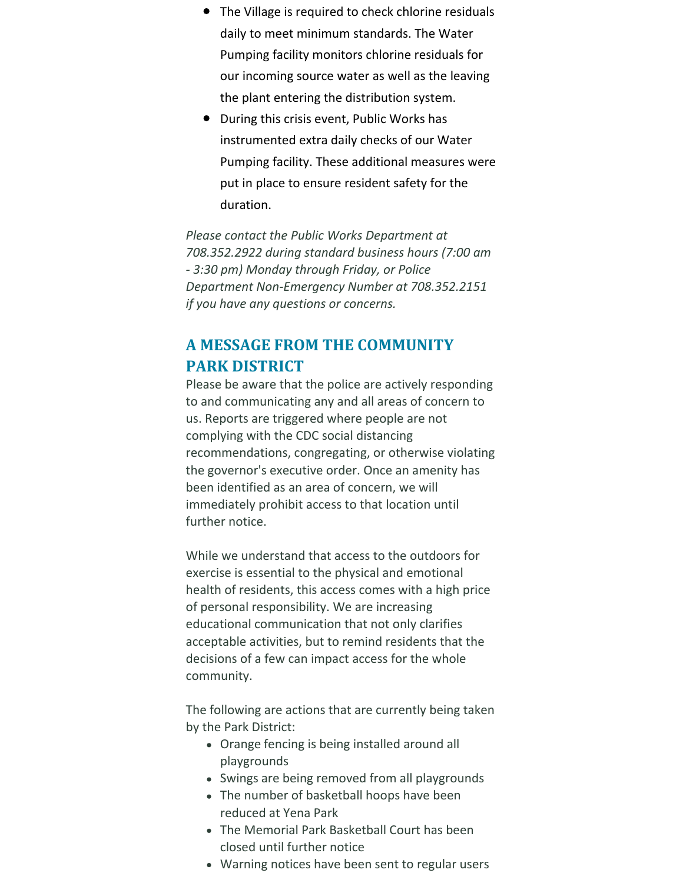- The Village is required to check chlorine residuals daily to meet minimum standards. The Water Pumping facility monitors chlorine residuals for our incoming source water as well as the leaving the plant entering the distribution system.
- During this crisis event, Public Works has instrumented extra daily checks of our Water Pumping facility. These additional measures were put in place to ensure resident safety for the duration.

*Please contact the Public Works Department at 708.352.2922 during standard business hours (7:00 am - 3:30 pm) Monday through Friday, or Police Department Non-Emergency Number at 708.352.2151 if you have any questions or concerns.*

## A MESSAGE FROM THE COMMUNITY PARK DISTRICT

Please be aware that the police are actively responding to and communicating any and all areas of concern to us. Reports are triggered where people are not complying with the CDC social distancing recommendations, congregating, or otherwise violating the governor's executive order. Once an amenity has been identified as an area of concern, we will immediately prohibit access to that location until further notice.

While we understand that access to the outdoors for exercise is essential to the physical and emotional health of residents, this access comes with a high price of personal responsibility. We are increasing educational communication that not only clarifies acceptable activities, but to remind residents that the decisions of a few can impact access for the whole community.

The following are actions that are currently being taken by the Park District:

- Orange fencing is being installed around all playgrounds
- Swings are being removed from all playgrounds
- The number of basketball hoops have been reduced at Yena Park
- The Memorial Park Basketball Court has been closed until further notice
- Warning notices have been sent to regular users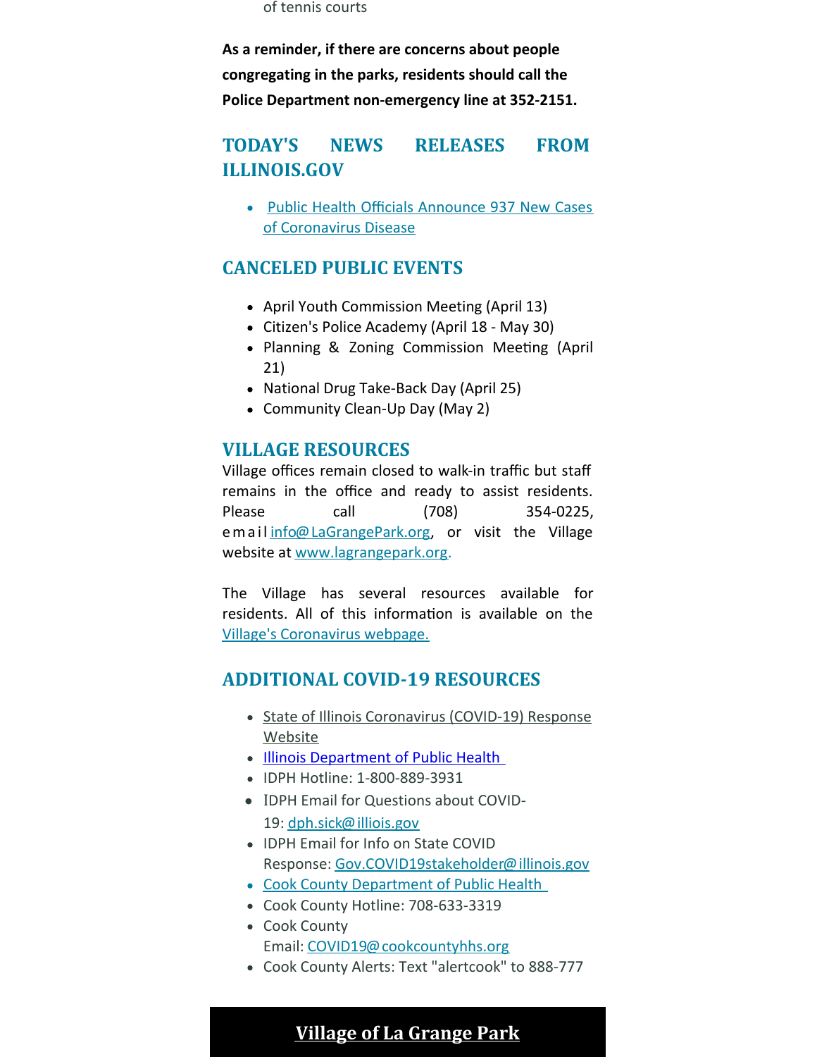of tennis courts

**As a reminder, if there are concerns about people congregating in the parks, residents should call the Police Department non-emergency line at 352-2151.**

## TODAY'S NEWS RELEASES FROM ILLINOIS.GOV

- Public Health Officials Announce 937 New Cases of Coronavirus Disease

## CANCELED PUBLIC EVENTS

- April Youth Commission Meeting (April 13)
- Citizen's Police Academy (April 18 - May 30)
- Planning & Zoning Commission Meeting (April 21)
- National Drug Take-Back Day (April 25)
- Community Clean-Up Day (May 2)

## VILLAGE RESOURCES

Village offices remain closed to walk-in traffic but staff remains in the office and ready to assist residents. Please call (708) 354-0225, email info@LaGrangePark.org, or visit the Village website at www.lagrangepark.org.

The Village has several resources available for residents. All of this information is available on the Village's Coronavirus webpage.

## ADDITIONAL COVID-19 RESOURCES

- State of Illinois Coronavirus (COVID-19) Response Website
- Illinois Department of Public Health
- IDPH Hotline: 1-800-889-3931
- IDPH Email for Questions about COVID-19: dph.sick@illiois.gov
- IDPH Email for Info on State COVID Response: Gov.COVID19stakeholder@illinois.gov
- Cook County Department of Public Health
- Cook County Hotline: 708-633-3319
- Cook County Email: COVID19@cookcountyhhs.org
- Cook County Alerts: Text "alertcook" to 888-777

**Village of La Grange Park**